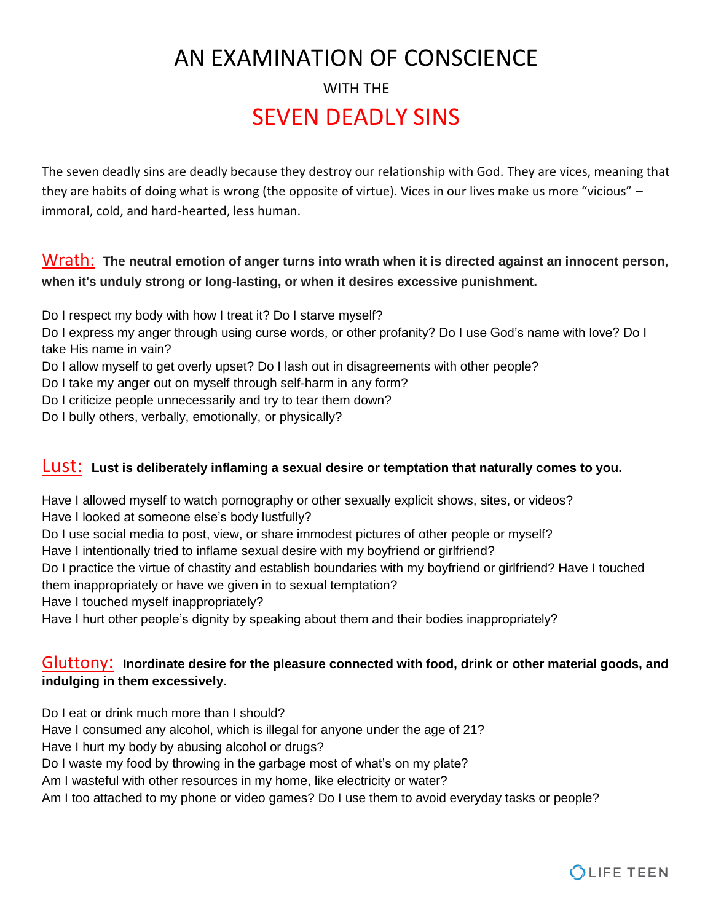# AN EXAMINATION OF CONSCIENCE

WITH THE

## SEVEN DEADLY SINS

The seven deadly sins are deadly because they destroy our relationship with God. They are vices, meaning that they are habits of doing what is wrong (the opposite of virtue). Vices in our lives make us more "vicious" – immoral, cold, and hard-hearted, less human.

### Wrath: **The neutral emotion of anger turns into wrath when it is directed against an innocent person, when it's unduly strong or long-lasting, or when it desires excessive punishment.**

Do I respect my body with how I treat it? Do I starve myself?
Do I express my anger through using curse words, or other profanity? Do I use God's name with love? Do I take His name in vain?
Do I allow myself to get overly upset? Do I lash out in disagreements with other people?
Do I take my anger out on myself through self-harm in any form?
Do I criticize people unnecessarily and try to tear them down?
Do I bully others, verbally, emotionally, or physically?

### Lust: **Lust is deliberately inflaming a sexual desire or temptation that naturally comes to you.**

Have I allowed myself to watch pornography or other sexually explicit shows, sites, or videos?
Have I looked at someone else's body lustfully?
Do I use social media to post, view, or share immodest pictures of other people or myself?
Have I intentionally tried to inflame sexual desire with my boyfriend or girlfriend?
Do I practice the virtue of chastity and establish boundaries with my boyfriend or girlfriend? Have I touched them inappropriately or have we given in to sexual temptation?
Have I touched myself inappropriately?
Have I hurt other people's dignity by speaking about them and their bodies inappropriately?

### Gluttony: **Inordinate desire for the pleasure connected with food, drink or other material goods, and indulging in them excessively.**

Do I eat or drink much more than I should?
Have I consumed any alcohol, which is illegal for anyone under the age of 21?
Have I hurt my body by abusing alcohol or drugs?
Do I waste my food by throwing in the garbage most of what's on my plate?
Am I wasteful with other resources in my home, like electricity or water?
Am I too attached to my phone or video games? Do I use them to avoid everyday tasks or people?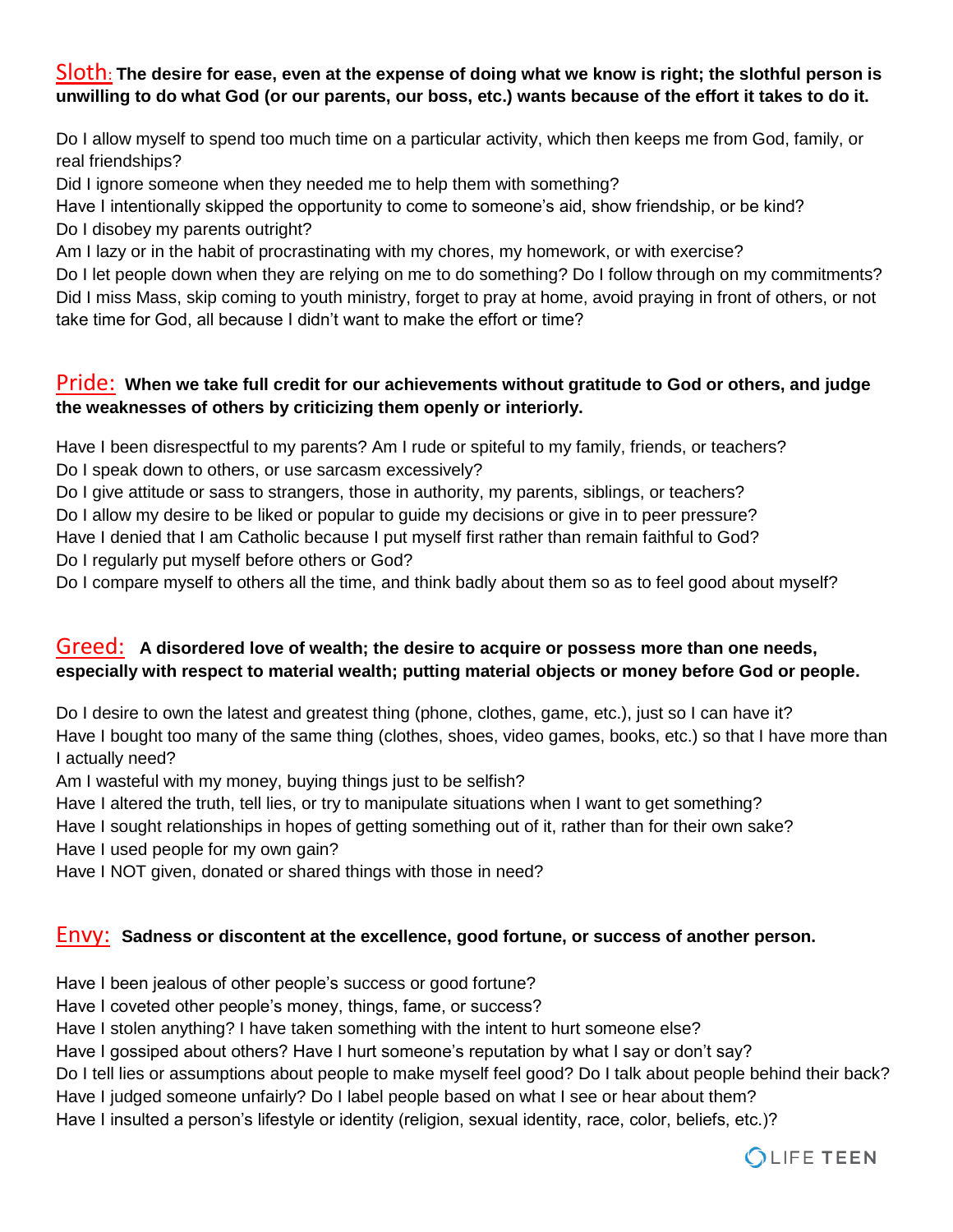## Sloth: **The desire for ease, even at the expense of doing what we know is right; the slothful person is unwilling to do what God (or our parents, our boss, etc.) wants because of the effort it takes to do it.**

Do I allow myself to spend too much time on a particular activity, which then keeps me from God, family, or real friendships?
Did I ignore someone when they needed me to help them with something?
Have I intentionally skipped the opportunity to come to someone's aid, show friendship, or be kind?
Do I disobey my parents outright?
Am I lazy or in the habit of procrastinating with my chores, my homework, or with exercise?
Do I let people down when they are relying on me to do something? Do I follow through on my commitments?
Did I miss Mass, skip coming to youth ministry, forget to pray at home, avoid praying in front of others, or not take time for God, all because I didn't want to make the effort or time?

## Pride: **When we take full credit for our achievements without gratitude to God or others, and judge the weaknesses of others by criticizing them openly or interiorly.**

Have I been disrespectful to my parents? Am I rude or spiteful to my family, friends, or teachers?
Do I speak down to others, or use sarcasm excessively?
Do I give attitude or sass to strangers, those in authority, my parents, siblings, or teachers?
Do I allow my desire to be liked or popular to guide my decisions or give in to peer pressure?
Have I denied that I am Catholic because I put myself first rather than remain faithful to God?
Do I regularly put myself before others or God?
Do I compare myself to others all the time, and think badly about them so as to feel good about myself?

## Greed: **A disordered love of wealth; the desire to acquire or possess more than one needs, especially with respect to material wealth; putting material objects or money before God or people.**

Do I desire to own the latest and greatest thing (phone, clothes, game, etc.), just so I can have it?
Have I bought too many of the same thing (clothes, shoes, video games, books, etc.) so that I have more than I actually need?
Am I wasteful with my money, buying things just to be selfish?
Have I altered the truth, tell lies, or try to manipulate situations when I want to get something?
Have I sought relationships in hopes of getting something out of it, rather than for their own sake?
Have I used people for my own gain?
Have I NOT given, donated or shared things with those in need?

## Envy: **Sadness or discontent at the excellence, good fortune, or success of another person.**

Have I been jealous of other people's success or good fortune?
Have I coveted other people's money, things, fame, or success?
Have I stolen anything? I have taken something with the intent to hurt someone else?
Have I gossiped about others? Have I hurt someone's reputation by what I say or don't say?
Do I tell lies or assumptions about people to make myself feel good? Do I talk about people behind their back?
Have I judged someone unfairly? Do I label people based on what I see or hear about them?
Have I insulted a person's lifestyle or identity (religion, sexual identity, race, color, beliefs, etc.)?